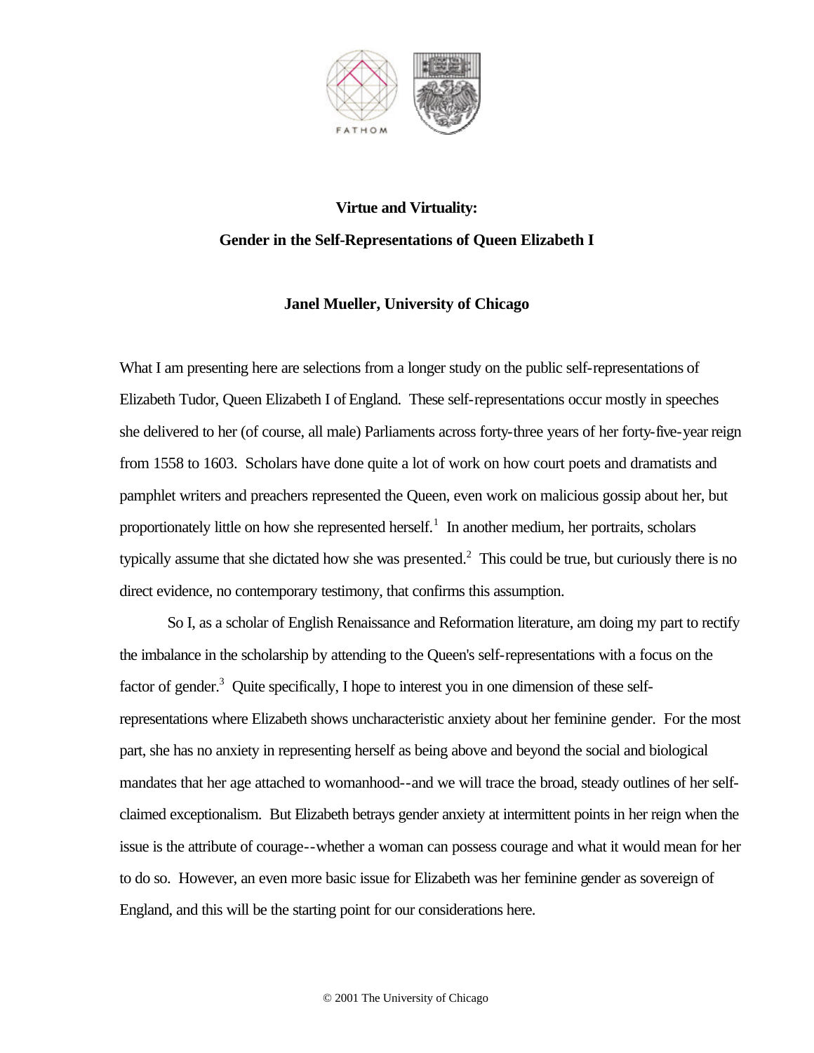# Virtue and Virtuality:

## Gender in the Self-Representations of Queen Elizabeth I

**Janel Mueller, University of Chicago**

What I am presenting here are selections from a longer study on the public self-representations of Elizabeth Tudor, Queen Elizabeth I of England. These self-representations occur mostly in speeches she delivered to her (of course, all male) Parliaments across forty-three years of her forty-five-year reign from 1558 to 1603. Scholars have done quite a lot of work on how court poets and dramatists and pamphlet writers and preachers represented the Queen, even work on malicious gossip about her, but proportionately little on how she represented herself.[1] In another medium, her portraits, scholars typically assume that she dictated how she was presented.[2] This could be true, but curiously there is no direct evidence, no contemporary testimony, that confirms this assumption.

So I, as a scholar of English Renaissance and Reformation literature, am doing my part to rectify the imbalance in the scholarship by attending to the Queen's self-representations with a focus on the factor of gender.[3] Quite specifically, I hope to interest you in one dimension of these self-representations where Elizabeth shows uncharacteristic anxiety about her feminine gender. For the most part, she has no anxiety in representing herself as being above and beyond the social and biological mandates that her age attached to womanhood--and we will trace the broad, steady outlines of her self-claimed exceptionalism. But Elizabeth betrays gender anxiety at intermittent points in her reign when the issue is the attribute of courage--whether a woman can possess courage and what it would mean for her to do so. However, an even more basic issue for Elizabeth was her feminine gender as sovereign of England, and this will be the starting point for our considerations here.

© 2001 The University of Chicago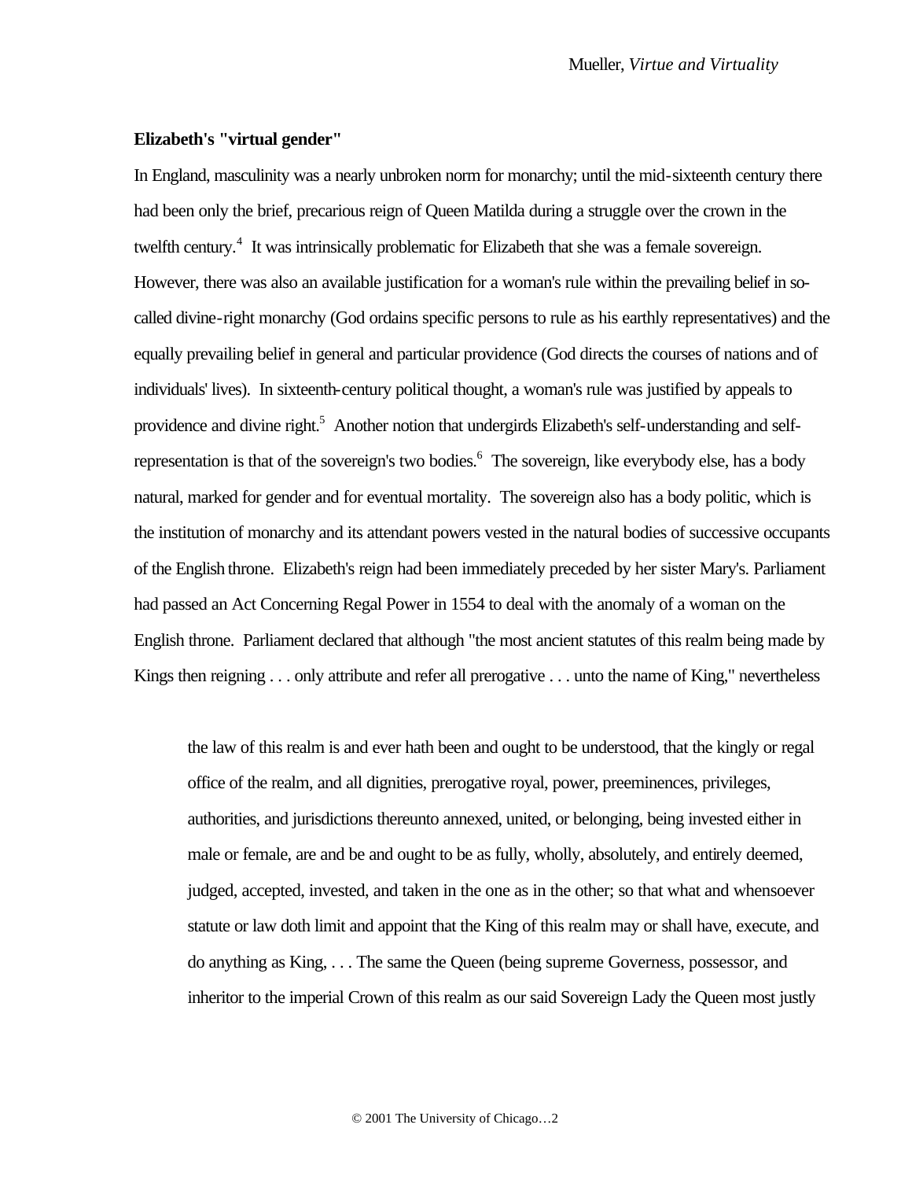**Elizabeth's "virtual gender"**

In England, masculinity was a nearly unbroken norm for monarchy; until the mid-sixteenth century there had been only the brief, precarious reign of Queen Matilda during a struggle over the crown in the twelfth century.[4] It was intrinsically problematic for Elizabeth that she was a female sovereign. However, there was also an available justification for a woman's rule within the prevailing belief in so-called divine-right monarchy (God ordains specific persons to rule as his earthly representatives) and the equally prevailing belief in general and particular providence (God directs the courses of nations and of individuals' lives). In sixteenth-century political thought, a woman's rule was justified by appeals to providence and divine right.[5] Another notion that undergirds Elizabeth's self-understanding and self-representation is that of the sovereign's two bodies.[6] The sovereign, like everybody else, has a body natural, marked for gender and for eventual mortality. The sovereign also has a body politic, which is the institution of monarchy and its attendant powers vested in the natural bodies of successive occupants of the English throne. Elizabeth's reign had been immediately preceded by her sister Mary's. Parliament had passed an Act Concerning Regal Power in 1554 to deal with the anomaly of a woman on the English throne. Parliament declared that although "the most ancient statutes of this realm being made by Kings then reigning . . . only attribute and refer all prerogative . . . unto the name of King," nevertheless

> the law of this realm is and ever hath been and ought to be understood, that the kingly or regal office of the realm, and all dignities, prerogative royal, power, preeminences, privileges, authorities, and jurisdictions thereunto annexed, united, or belonging, being invested either in male or female, are and be and ought to be as fully, wholly, absolutely, and entirely deemed, judged, accepted, invested, and taken in the one as in the other; so that what and whensoever statute or law doth limit and appoint that the King of this realm may or shall have, execute, and do anything as King, . . . The same the Queen (being supreme Governess, possessor, and inheritor to the imperial Crown of this realm as our said Sovereign Lady the Queen most justly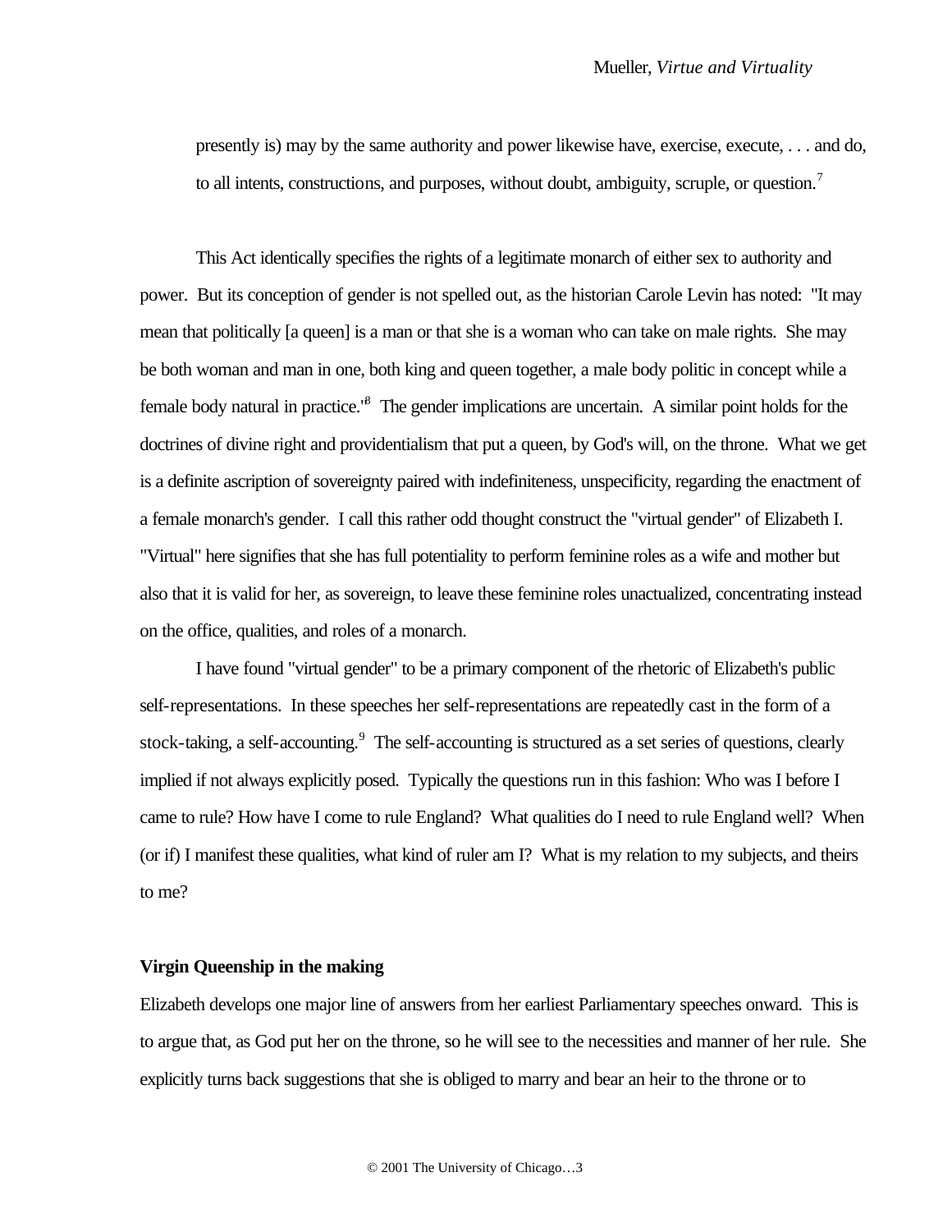presently is) may by the same authority and power likewise have, exercise, execute, . . . and do, to all intents, constructions, and purposes, without doubt, ambiguity, scruple, or question.[7]

This Act identically specifies the rights of a legitimate monarch of either sex to authority and power. But its conception of gender is not spelled out, as the historian Carole Levin has noted: "It may mean that politically [a queen] is a man or that she is a woman who can take on male rights. She may be both woman and man in one, both king and queen together, a male body politic in concept while a female body natural in practice."[8] The gender implications are uncertain. A similar point holds for the doctrines of divine right and providentialism that put a queen, by God's will, on the throne. What we get is a definite ascription of sovereignty paired with indefiniteness, unspecificity, regarding the enactment of a female monarch's gender. I call this rather odd thought construct the "virtual gender" of Elizabeth I. "Virtual" here signifies that she has full potentiality to perform feminine roles as a wife and mother but also that it is valid for her, as sovereign, to leave these feminine roles unactualized, concentrating instead on the office, qualities, and roles of a monarch.

I have found "virtual gender" to be a primary component of the rhetoric of Elizabeth's public self-representations. In these speeches her self-representations are repeatedly cast in the form of a stock-taking, a self-accounting.[9] The self-accounting is structured as a set series of questions, clearly implied if not always explicitly posed. Typically the questions run in this fashion: Who was I before I came to rule? How have I come to rule England? What qualities do I need to rule England well? When (or if) I manifest these qualities, what kind of ruler am I? What is my relation to my subjects, and theirs to me?

**Virgin Queenship in the making**

Elizabeth develops one major line of answers from her earliest Parliamentary speeches onward. This is to argue that, as God put her on the throne, so he will see to the necessities and manner of her rule. She explicitly turns back suggestions that she is obliged to marry and bear an heir to the throne or to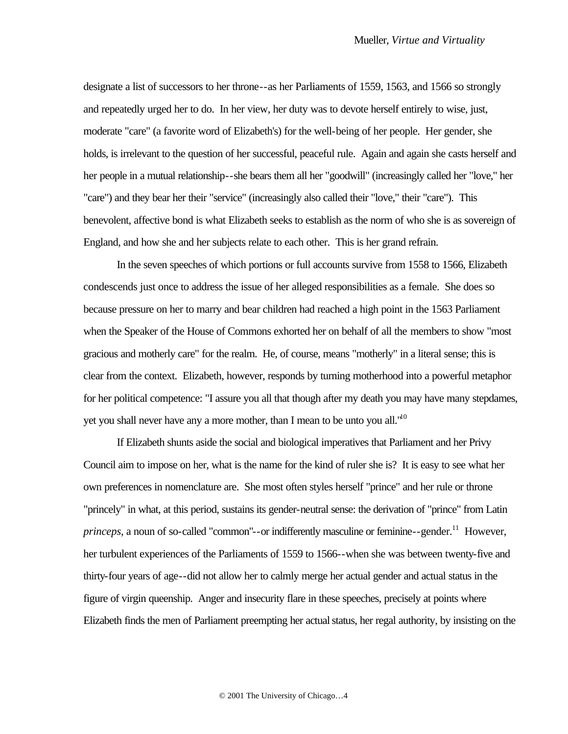designate a list of successors to her throne--as her Parliaments of 1559, 1563, and 1566 so strongly and repeatedly urged her to do. In her view, her duty was to devote herself entirely to wise, just, moderate "care" (a favorite word of Elizabeth's) for the well-being of her people. Her gender, she holds, is irrelevant to the question of her successful, peaceful rule. Again and again she casts herself and her people in a mutual relationship--she bears them all her "goodwill" (increasingly called her "love," her "care") and they bear her their "service" (increasingly also called their "love," their "care"). This benevolent, affective bond is what Elizabeth seeks to establish as the norm of who she is as sovereign of England, and how she and her subjects relate to each other. This is her grand refrain.

In the seven speeches of which portions or full accounts survive from 1558 to 1566, Elizabeth condescends just once to address the issue of her alleged responsibilities as a female. She does so because pressure on her to marry and bear children had reached a high point in the 1563 Parliament when the Speaker of the House of Commons exhorted her on behalf of all the members to show "most gracious and motherly care" for the realm. He, of course, means "motherly" in a literal sense; this is clear from the context. Elizabeth, however, responds by turning motherhood into a powerful metaphor for her political competence: "I assure you all that though after my death you may have many stepdames, yet you shall never have any a more mother, than I mean to be unto you all."[10]

If Elizabeth shunts aside the social and biological imperatives that Parliament and her Privy Council aim to impose on her, what is the name for the kind of ruler she is? It is easy to see what her own preferences in nomenclature are. She most often styles herself "prince" and her rule or throne "princely" in what, at this period, sustains its gender-neutral sense: the derivation of "prince" from Latin *princeps*, a noun of so-called "common"--or indifferently masculine or feminine--gender.[11] However, her turbulent experiences of the Parliaments of 1559 to 1566--when she was between twenty-five and thirty-four years of age--did not allow her to calmly merge her actual gender and actual status in the figure of virgin queenship. Anger and insecurity flare in these speeches, precisely at points where Elizabeth finds the men of Parliament preempting her actual status, her regal authority, by insisting on the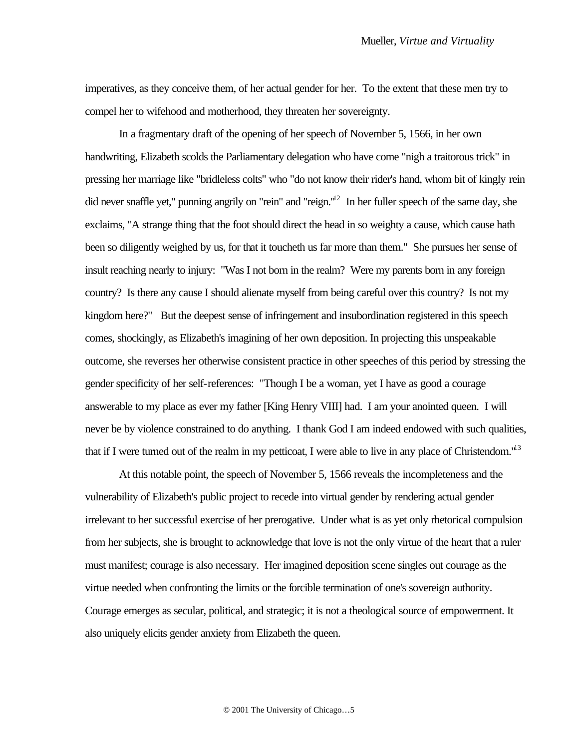imperatives, as they conceive them, of her actual gender for her. To the extent that these men try to compel her to wifehood and motherhood, they threaten her sovereignty.

In a fragmentary draft of the opening of her speech of November 5, 1566, in her own handwriting, Elizabeth scolds the Parliamentary delegation who have come "nigh a traitorous trick" in pressing her marriage like "bridleless colts" who "do not know their rider's hand, whom bit of kingly rein did never snaffle yet," punning angrily on "rein" and "reign."[12] In her fuller speech of the same day, she exclaims, "A strange thing that the foot should direct the head in so weighty a cause, which cause hath been so diligently weighed by us, for that it toucheth us far more than them." She pursues her sense of insult reaching nearly to injury: "Was I not born in the realm? Were my parents born in any foreign country? Is there any cause I should alienate myself from being careful over this country? Is not my kingdom here?" But the deepest sense of infringement and insubordination registered in this speech comes, shockingly, as Elizabeth's imagining of her own deposition. In projecting this unspeakable outcome, she reverses her otherwise consistent practice in other speeches of this period by stressing the gender specificity of her self-references: "Though I be a woman, yet I have as good a courage answerable to my place as ever my father [King Henry VIII] had. I am your anointed queen. I will never be by violence constrained to do anything. I thank God I am indeed endowed with such qualities, that if I were turned out of the realm in my petticoat, I were able to live in any place of Christendom."[13]

At this notable point, the speech of November 5, 1566 reveals the incompleteness and the vulnerability of Elizabeth's public project to recede into virtual gender by rendering actual gender irrelevant to her successful exercise of her prerogative. Under what is as yet only rhetorical compulsion from her subjects, she is brought to acknowledge that love is not the only virtue of the heart that a ruler must manifest; courage is also necessary. Her imagined deposition scene singles out courage as the virtue needed when confronting the limits or the forcible termination of one's sovereign authority. Courage emerges as secular, political, and strategic; it is not a theological source of empowerment. It also uniquely elicits gender anxiety from Elizabeth the queen.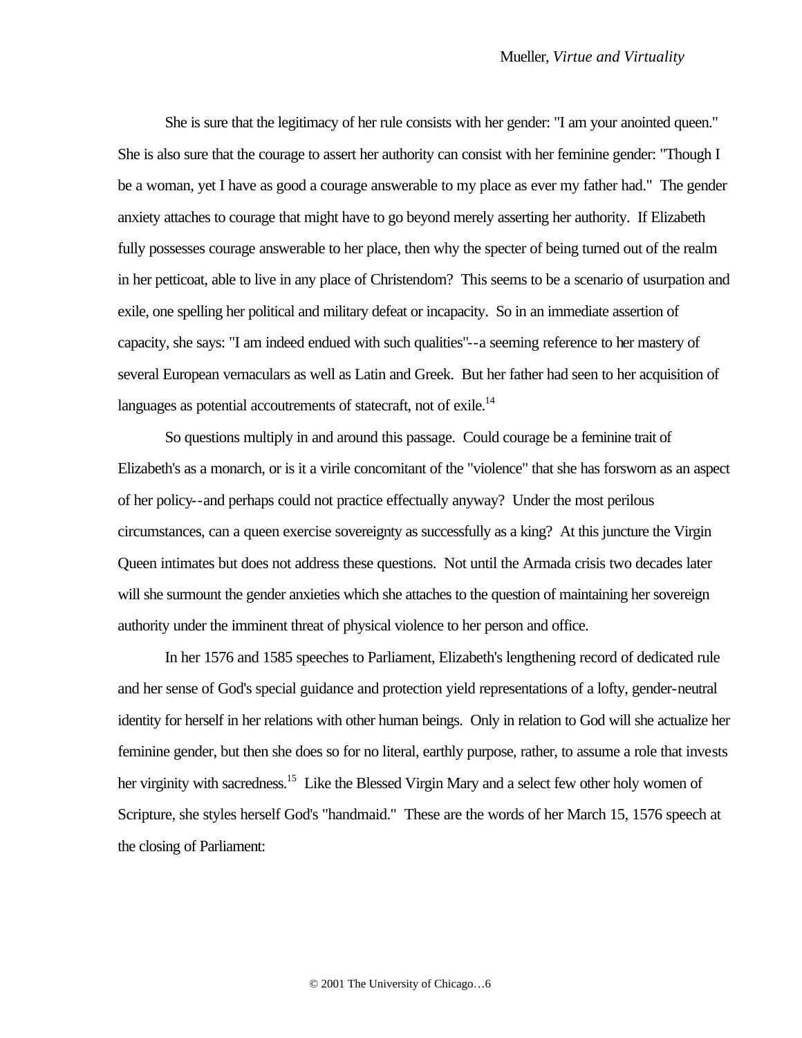She is sure that the legitimacy of her rule consists with her gender: "I am your anointed queen." She is also sure that the courage to assert her authority can consist with her feminine gender: "Though I be a woman, yet I have as good a courage answerable to my place as ever my father had." The gender anxiety attaches to courage that might have to go beyond merely asserting her authority. If Elizabeth fully possesses courage answerable to her place, then why the specter of being turned out of the realm in her petticoat, able to live in any place of Christendom? This seems to be a scenario of usurpation and exile, one spelling her political and military defeat or incapacity. So in an immediate assertion of capacity, she says: "I am indeed endued with such qualities"--a seeming reference to her mastery of several European vernaculars as well as Latin and Greek. But her father had seen to her acquisition of languages as potential accoutrements of statecraft, not of exile.[14]

So questions multiply in and around this passage. Could courage be a feminine trait of Elizabeth's as a monarch, or is it a virile concomitant of the "violence" that she has forsworn as an aspect of her policy--and perhaps could not practice effectually anyway? Under the most perilous circumstances, can a queen exercise sovereignty as successfully as a king? At this juncture the Virgin Queen intimates but does not address these questions. Not until the Armada crisis two decades later will she surmount the gender anxieties which she attaches to the question of maintaining her sovereign authority under the imminent threat of physical violence to her person and office.

In her 1576 and 1585 speeches to Parliament, Elizabeth's lengthening record of dedicated rule and her sense of God's special guidance and protection yield representations of a lofty, gender-neutral identity for herself in her relations with other human beings. Only in relation to God will she actualize her feminine gender, but then she does so for no literal, earthly purpose, rather, to assume a role that invests her virginity with sacredness.[15] Like the Blessed Virgin Mary and a select few other holy women of Scripture, she styles herself God's "handmaid." These are the words of her March 15, 1576 speech at the closing of Parliament: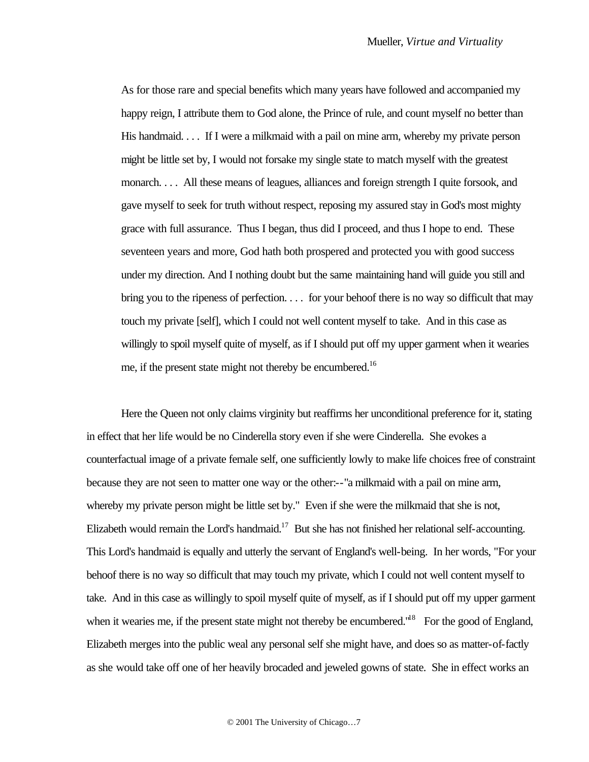> As for those rare and special benefits which many years have followed and accompanied my happy reign, I attribute them to God alone, the Prince of rule, and count myself no better than His handmaid. . . . If I were a milkmaid with a pail on mine arm, whereby my private person might be little set by, I would not forsake my single state to match myself with the greatest monarch. . . . All these means of leagues, alliances and foreign strength I quite forsook, and gave myself to seek for truth without respect, reposing my assured stay in God's most mighty grace with full assurance. Thus I began, thus did I proceed, and thus I hope to end. These seventeen years and more, God hath both prospered and protected you with good success under my direction. And I nothing doubt but the same maintaining hand will guide you still and bring you to the ripeness of perfection. . . . for your behoof there is no way so difficult that may touch my private [self], which I could not well content myself to take. And in this case as willingly to spoil myself quite of myself, as if I should put off my upper garment when it wearies me, if the present state might not thereby be encumbered.[16]

Here the Queen not only claims virginity but reaffirms her unconditional preference for it, stating in effect that her life would be no Cinderella story even if she were Cinderella. She evokes a counterfactual image of a private female self, one sufficiently lowly to make life choices free of constraint because they are not seen to matter one way or the other:--"a milkmaid with a pail on mine arm, whereby my private person might be little set by." Even if she were the milkmaid that she is not, Elizabeth would remain the Lord's handmaid.[17] But she has not finished her relational self-accounting. This Lord's handmaid is equally and utterly the servant of England's well-being. In her words, "For your behoof there is no way so difficult that may touch my private, which I could not well content myself to take. And in this case as willingly to spoil myself quite of myself, as if I should put off my upper garment when it wearies me, if the present state might not thereby be encumbered."[18] For the good of England, Elizabeth merges into the public weal any personal self she might have, and does so as matter-of-factly as she would take off one of her heavily brocaded and jeweled gowns of state. She in effect works an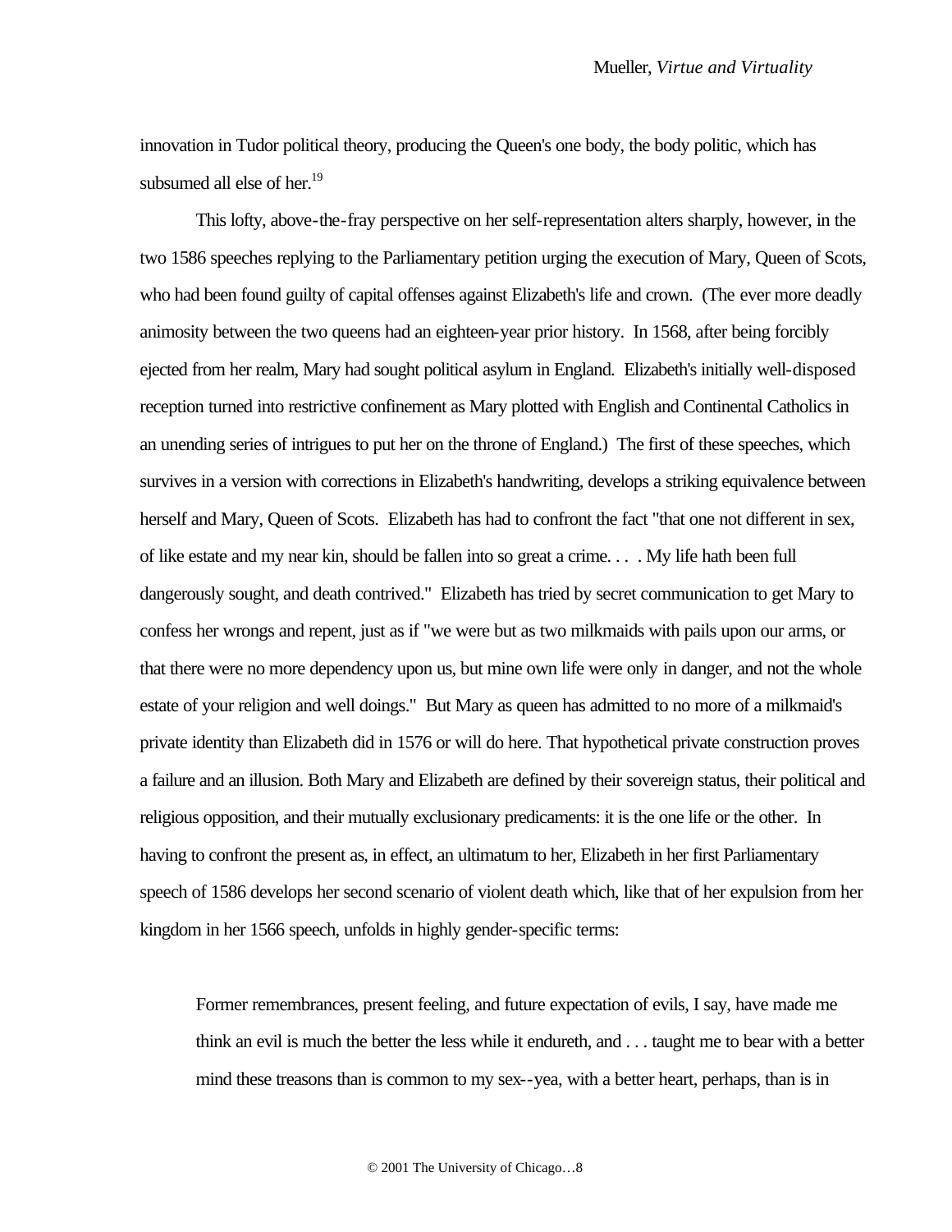innovation in Tudor political theory, producing the Queen's one body, the body politic, which has subsumed all else of her.[19]

This lofty, above-the-fray perspective on her self-representation alters sharply, however, in the two 1586 speeches replying to the Parliamentary petition urging the execution of Mary, Queen of Scots, who had been found guilty of capital offenses against Elizabeth's life and crown. (The ever more deadly animosity between the two queens had an eighteen-year prior history. In 1568, after being forcibly ejected from her realm, Mary had sought political asylum in England. Elizabeth's initially well-disposed reception turned into restrictive confinement as Mary plotted with English and Continental Catholics in an unending series of intrigues to put her on the throne of England.) The first of these speeches, which survives in a version with corrections in Elizabeth's handwriting, develops a striking equivalence between herself and Mary, Queen of Scots. Elizabeth has had to confront the fact "that one not different in sex, of like estate and my near kin, should be fallen into so great a crime. . . . My life hath been full dangerously sought, and death contrived." Elizabeth has tried by secret communication to get Mary to confess her wrongs and repent, just as if "we were but as two milkmaids with pails upon our arms, or that there were no more dependency upon us, but mine own life were only in danger, and not the whole estate of your religion and well doings." But Mary as queen has admitted to no more of a milkmaid's private identity than Elizabeth did in 1576 or will do here. That hypothetical private construction proves a failure and an illusion. Both Mary and Elizabeth are defined by their sovereign status, their political and religious opposition, and their mutually exclusionary predicaments: it is the one life or the other. In having to confront the present as, in effect, an ultimatum to her, Elizabeth in her first Parliamentary speech of 1586 develops her second scenario of violent death which, like that of her expulsion from her kingdom in her 1566 speech, unfolds in highly gender-specific terms:

> Former remembrances, present feeling, and future expectation of evils, I say, have made me think an evil is much the better the less while it endureth, and . . . taught me to bear with a better mind these treasons than is common to my sex--yea, with a better heart, perhaps, than is in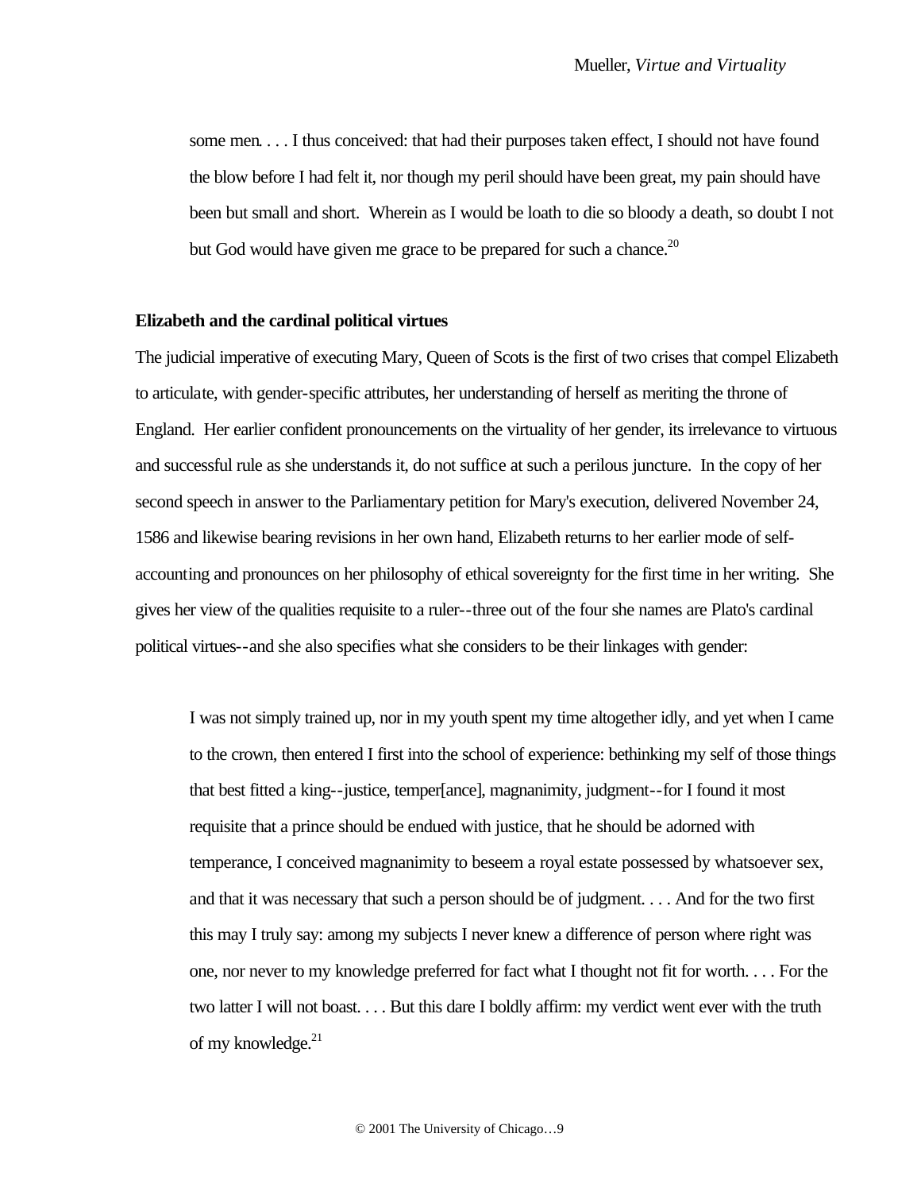> some men. . . . I thus conceived: that had their purposes taken effect, I should not have found the blow before I had felt it, nor though my peril should have been great, my pain should have been but small and short. Wherein as I would be loath to die so bloody a death, so doubt I not but God would have given me grace to be prepared for such a chance.[20]

**Elizabeth and the cardinal political virtues**

The judicial imperative of executing Mary, Queen of Scots is the first of two crises that compel Elizabeth to articulate, with gender-specific attributes, her understanding of herself as meriting the throne of England. Her earlier confident pronouncements on the virtuality of her gender, its irrelevance to virtuous and successful rule as she understands it, do not suffice at such a perilous juncture. In the copy of her second speech in answer to the Parliamentary petition for Mary's execution, delivered November 24, 1586 and likewise bearing revisions in her own hand, Elizabeth returns to her earlier mode of self-accounting and pronounces on her philosophy of ethical sovereignty for the first time in her writing. She gives her view of the qualities requisite to a ruler--three out of the four she names are Plato's cardinal political virtues--and she also specifies what she considers to be their linkages with gender:

> I was not simply trained up, nor in my youth spent my time altogether idly, and yet when I came to the crown, then entered I first into the school of experience: bethinking my self of those things that best fitted a king--justice, temper[ance], magnanimity, judgment--for I found it most requisite that a prince should be endued with justice, that he should be adorned with temperance, I conceived magnanimity to beseem a royal estate possessed by whatsoever sex, and that it was necessary that such a person should be of judgment. . . . And for the two first this may I truly say: among my subjects I never knew a difference of person where right was one, nor never to my knowledge preferred for fact what I thought not fit for worth. . . . For the two latter I will not boast. . . . But this dare I boldly affirm: my verdict went ever with the truth of my knowledge.[21]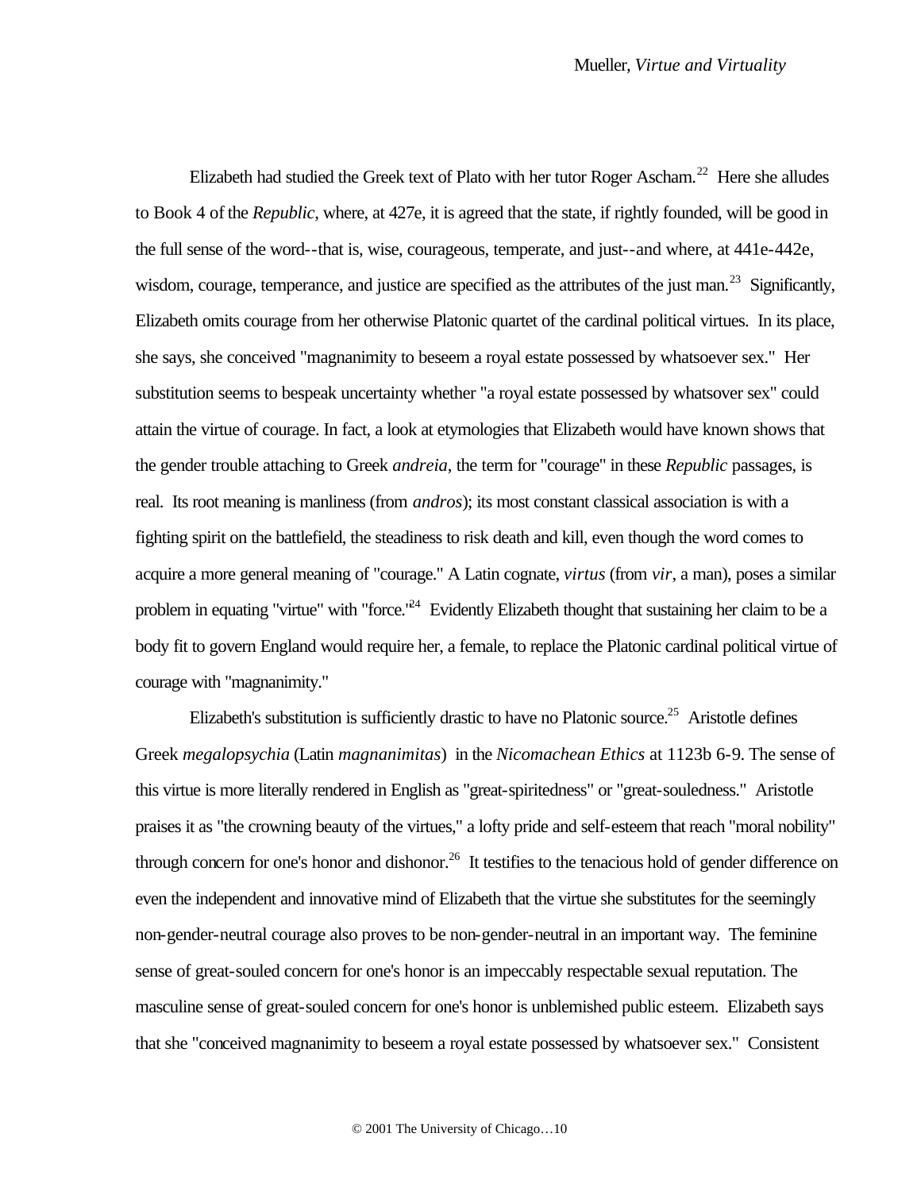Elizabeth had studied the Greek text of Plato with her tutor Roger Ascham.[22] Here she alludes to Book 4 of the *Republic*, where, at 427e, it is agreed that the state, if rightly founded, will be good in the full sense of the word--that is, wise, courageous, temperate, and just--and where, at 441e-442e, wisdom, courage, temperance, and justice are specified as the attributes of the just man.[23] Significantly, Elizabeth omits courage from her otherwise Platonic quartet of the cardinal political virtues. In its place, she says, she conceived "magnanimity to beseem a royal estate possessed by whatsoever sex." Her substitution seems to bespeak uncertainty whether "a royal estate possessed by whatsover sex" could attain the virtue of courage. In fact, a look at etymologies that Elizabeth would have known shows that the gender trouble attaching to Greek *andreia*, the term for "courage" in these *Republic* passages, is real. Its root meaning is manliness (from *andros*); its most constant classical association is with a fighting spirit on the battlefield, the steadiness to risk death and kill, even though the word comes to acquire a more general meaning of "courage." A Latin cognate, *virtus* (from *vir*, a man), poses a similar problem in equating "virtue" with "force."[24] Evidently Elizabeth thought that sustaining her claim to be a body fit to govern England would require her, a female, to replace the Platonic cardinal political virtue of courage with "magnanimity."

Elizabeth's substitution is sufficiently drastic to have no Platonic source.[25] Aristotle defines Greek *megalopsychia* (Latin *magnanimitas*) in the *Nicomachean Ethics* at 1123b 6-9. The sense of this virtue is more literally rendered in English as "great-spiritedness" or "great-souledness." Aristotle praises it as "the crowning beauty of the virtues," a lofty pride and self-esteem that reach "moral nobility" through concern for one's honor and dishonor.[26] It testifies to the tenacious hold of gender difference on even the independent and innovative mind of Elizabeth that the virtue she substitutes for the seemingly non-gender-neutral courage also proves to be non-gender-neutral in an important way. The feminine sense of great-souled concern for one's honor is an impeccably respectable sexual reputation. The masculine sense of great-souled concern for one's honor is unblemished public esteem. Elizabeth says that she "conceived magnanimity to beseem a royal estate possessed by whatsoever sex." Consistent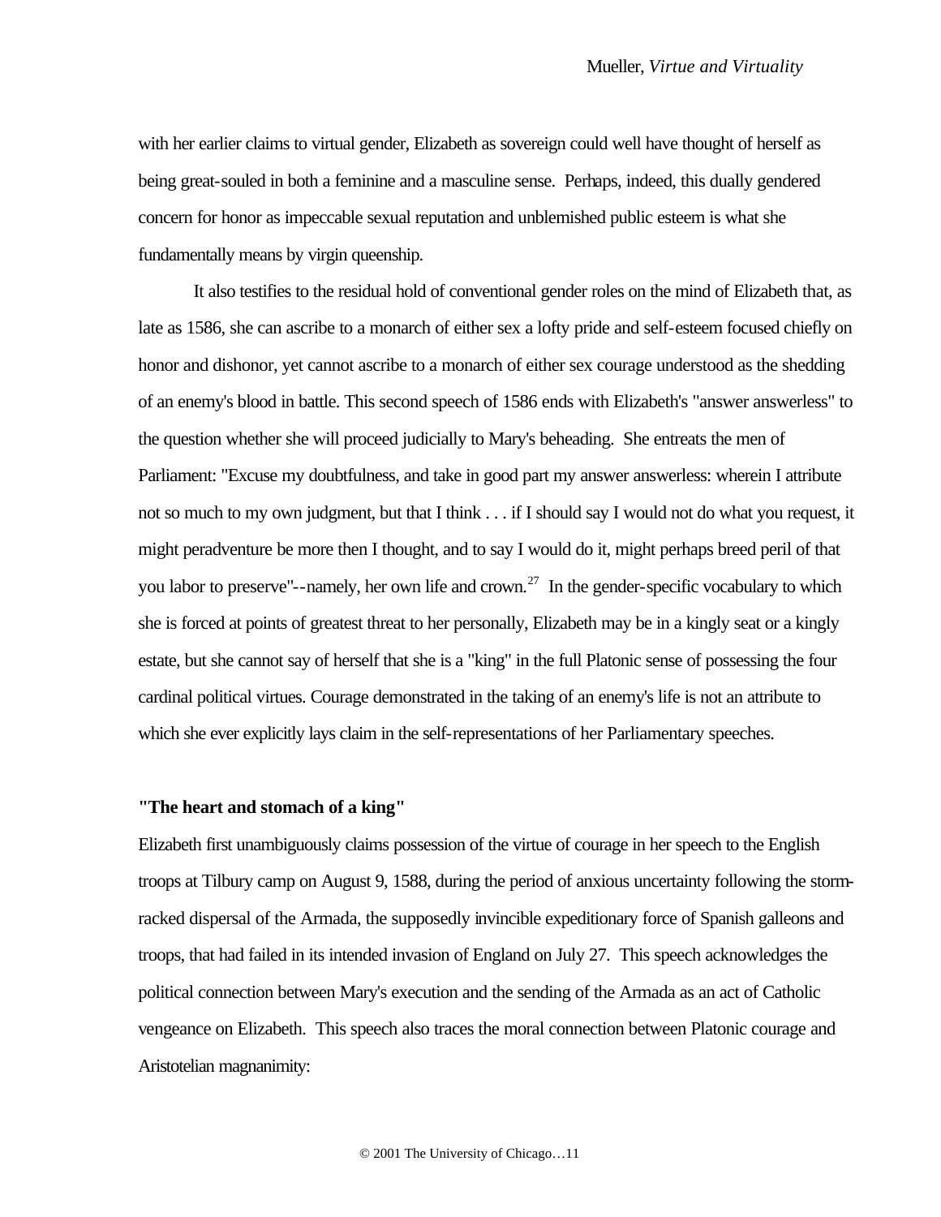with her earlier claims to virtual gender, Elizabeth as sovereign could well have thought of herself as being great-souled in both a feminine and a masculine sense. Perhaps, indeed, this dually gendered concern for honor as impeccable sexual reputation and unblemished public esteem is what she fundamentally means by virgin queenship.

It also testifies to the residual hold of conventional gender roles on the mind of Elizabeth that, as late as 1586, she can ascribe to a monarch of either sex a lofty pride and self-esteem focused chiefly on honor and dishonor, yet cannot ascribe to a monarch of either sex courage understood as the shedding of an enemy's blood in battle. This second speech of 1586 ends with Elizabeth's "answer answerless" to the question whether she will proceed judicially to Mary's beheading. She entreats the men of Parliament: "Excuse my doubtfulness, and take in good part my answer answerless: wherein I attribute not so much to my own judgment, but that I think . . . if I should say I would not do what you request, it might peradventure be more then I thought, and to say I would do it, might perhaps breed peril of that you labor to preserve"--namely, her own life and crown.[27] In the gender-specific vocabulary to which she is forced at points of greatest threat to her personally, Elizabeth may be in a kingly seat or a kingly estate, but she cannot say of herself that she is a "king" in the full Platonic sense of possessing the four cardinal political virtues. Courage demonstrated in the taking of an enemy's life is not an attribute to which she ever explicitly lays claim in the self-representations of her Parliamentary speeches.

### "The heart and stomach of a king"

Elizabeth first unambiguously claims possession of the virtue of courage in her speech to the English troops at Tilbury camp on August 9, 1588, during the period of anxious uncertainty following the storm-racked dispersal of the Armada, the supposedly invincible expeditionary force of Spanish galleons and troops, that had failed in its intended invasion of England on July 27. This speech acknowledges the political connection between Mary's execution and the sending of the Armada as an act of Catholic vengeance on Elizabeth. This speech also traces the moral connection between Platonic courage and Aristotelian magnanimity: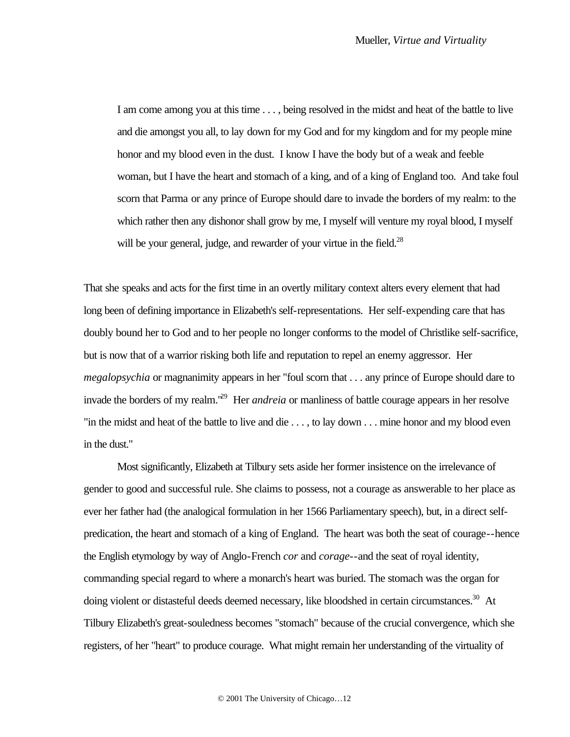> I am come among you at this time . . . , being resolved in the midst and heat of the battle to live and die amongst you all, to lay down for my God and for my kingdom and for my people mine honor and my blood even in the dust. I know I have the body but of a weak and feeble woman, but I have the heart and stomach of a king, and of a king of England too. And take foul scorn that Parma or any prince of Europe should dare to invade the borders of my realm: to the which rather then any dishonor shall grow by me, I myself will venture my royal blood, I myself will be your general, judge, and rewarder of your virtue in the field.[28]

That she speaks and acts for the first time in an overtly military context alters every element that had long been of defining importance in Elizabeth's self-representations. Her self-expending care that has doubly bound her to God and to her people no longer conforms to the model of Christlike self-sacrifice, but is now that of a warrior risking both life and reputation to repel an enemy aggressor. Her *megalopsychia* or magnanimity appears in her "foul scorn that . . . any prince of Europe should dare to invade the borders of my realm."[29] Her *andreia* or manliness of battle courage appears in her resolve "in the midst and heat of the battle to live and die . . . , to lay down . . . mine honor and my blood even in the dust."

Most significantly, Elizabeth at Tilbury sets aside her former insistence on the irrelevance of gender to good and successful rule. She claims to possess, not a courage as answerable to her place as ever her father had (the analogical formulation in her 1566 Parliamentary speech), but, in a direct self-predication, the heart and stomach of a king of England. The heart was both the seat of courage--hence the English etymology by way of Anglo-French *cor* and *corage*--and the seat of royal identity, commanding special regard to where a monarch's heart was buried. The stomach was the organ for doing violent or distasteful deeds deemed necessary, like bloodshed in certain circumstances.[30] At Tilbury Elizabeth's great-souledness becomes "stomach" because of the crucial convergence, which she registers, of her "heart" to produce courage. What might remain her understanding of the virtuality of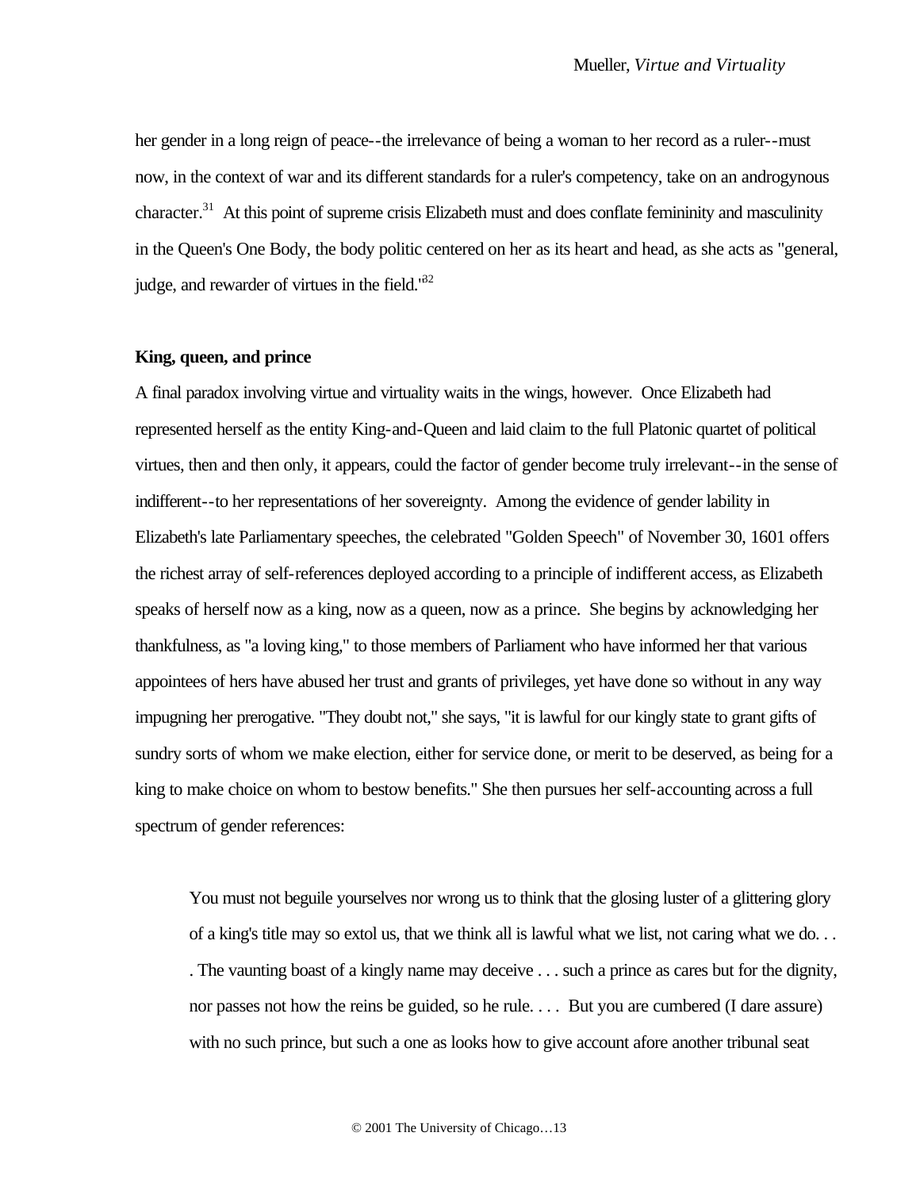her gender in a long reign of peace--the irrelevance of being a woman to her record as a ruler--must now, in the context of war and its different standards for a ruler's competency, take on an androgynous character.[31] At this point of supreme crisis Elizabeth must and does conflate femininity and masculinity in the Queen's One Body, the body politic centered on her as its heart and head, as she acts as "general, judge, and rewarder of virtues in the field."[32]

### King, queen, and prince

A final paradox involving virtue and virtuality waits in the wings, however. Once Elizabeth had represented herself as the entity King-and-Queen and laid claim to the full Platonic quartet of political virtues, then and then only, it appears, could the factor of gender become truly irrelevant--in the sense of indifferent--to her representations of her sovereignty. Among the evidence of gender lability in Elizabeth's late Parliamentary speeches, the celebrated "Golden Speech" of November 30, 1601 offers the richest array of self-references deployed according to a principle of indifferent access, as Elizabeth speaks of herself now as a king, now as a queen, now as a prince. She begins by acknowledging her thankfulness, as "a loving king," to those members of Parliament who have informed her that various appointees of hers have abused her trust and grants of privileges, yet have done so without in any way impugning her prerogative. "They doubt not," she says, "it is lawful for our kingly state to grant gifts of sundry sorts of whom we make election, either for service done, or merit to be deserved, as being for a king to make choice on whom to bestow benefits." She then pursues her self-accounting across a full spectrum of gender references:

> You must not beguile yourselves nor wrong us to think that the glosing luster of a glittering glory of a king's title may so extol us, that we think all is lawful what we list, not caring what we do. . . . The vaunting boast of a kingly name may deceive . . . such a prince as cares but for the dignity, nor passes not how the reins be guided, so he rule. . . . But you are cumbered (I dare assure) with no such prince, but such a one as looks how to give account afore another tribunal seat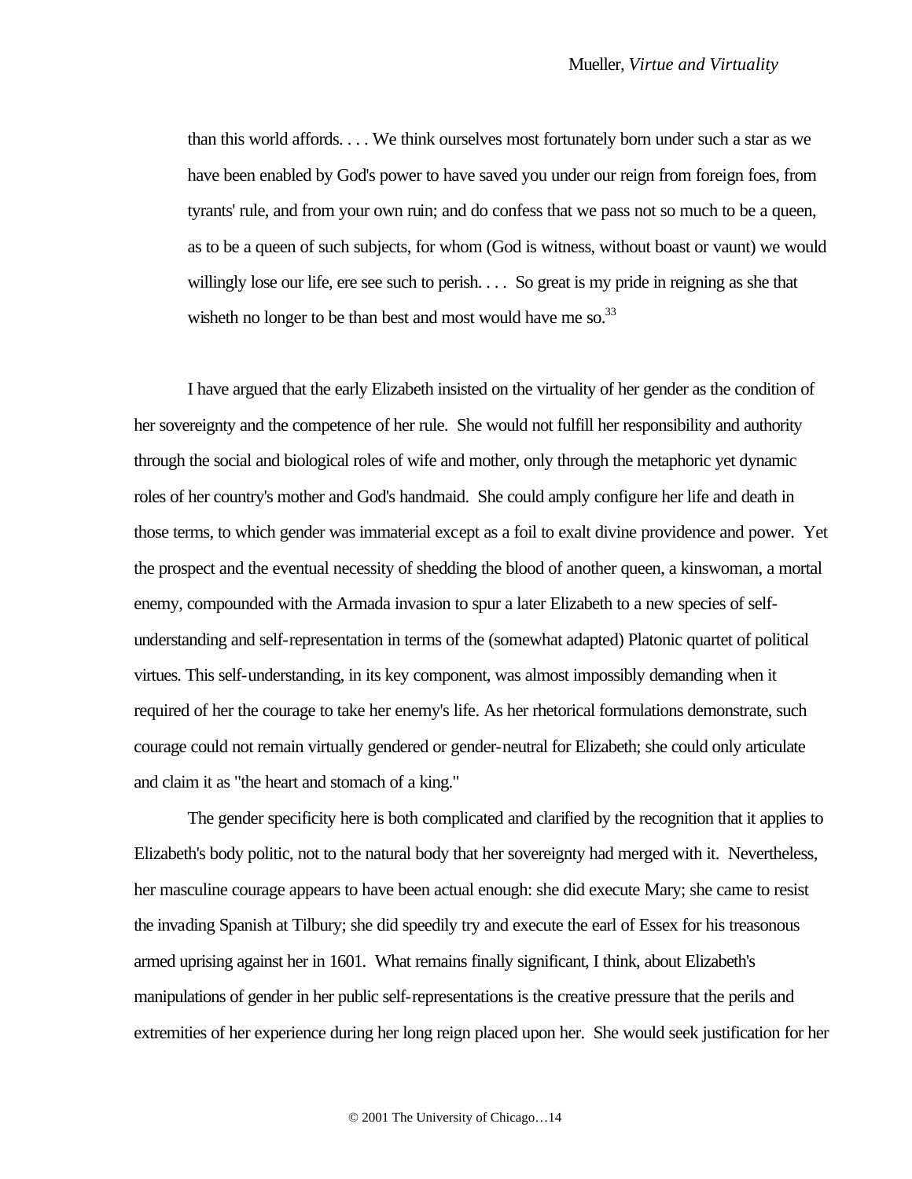> than this world affords. . . . We think ourselves most fortunately born under such a star as we have been enabled by God's power to have saved you under our reign from foreign foes, from tyrants' rule, and from your own ruin; and do confess that we pass not so much to be a queen, as to be a queen of such subjects, for whom (God is witness, without boast or vaunt) we would willingly lose our life, ere see such to perish. . . . So great is my pride in reigning as she that wisheth no longer to be than best and most would have me so.[33]

I have argued that the early Elizabeth insisted on the virtuality of her gender as the condition of her sovereignty and the competence of her rule. She would not fulfill her responsibility and authority through the social and biological roles of wife and mother, only through the metaphoric yet dynamic roles of her country's mother and God's handmaid. She could amply configure her life and death in those terms, to which gender was immaterial except as a foil to exalt divine providence and power. Yet the prospect and the eventual necessity of shedding the blood of another queen, a kinswoman, a mortal enemy, compounded with the Armada invasion to spur a later Elizabeth to a new species of self-understanding and self-representation in terms of the (somewhat adapted) Platonic quartet of political virtues. This self-understanding, in its key component, was almost impossibly demanding when it required of her the courage to take her enemy's life. As her rhetorical formulations demonstrate, such courage could not remain virtually gendered or gender-neutral for Elizabeth; she could only articulate and claim it as "the heart and stomach of a king."

The gender specificity here is both complicated and clarified by the recognition that it applies to Elizabeth's body politic, not to the natural body that her sovereignty had merged with it. Nevertheless, her masculine courage appears to have been actual enough: she did execute Mary; she came to resist the invading Spanish at Tilbury; she did speedily try and execute the earl of Essex for his treasonous armed uprising against her in 1601. What remains finally significant, I think, about Elizabeth's manipulations of gender in her public self-representations is the creative pressure that the perils and extremities of her experience during her long reign placed upon her. She would seek justification for her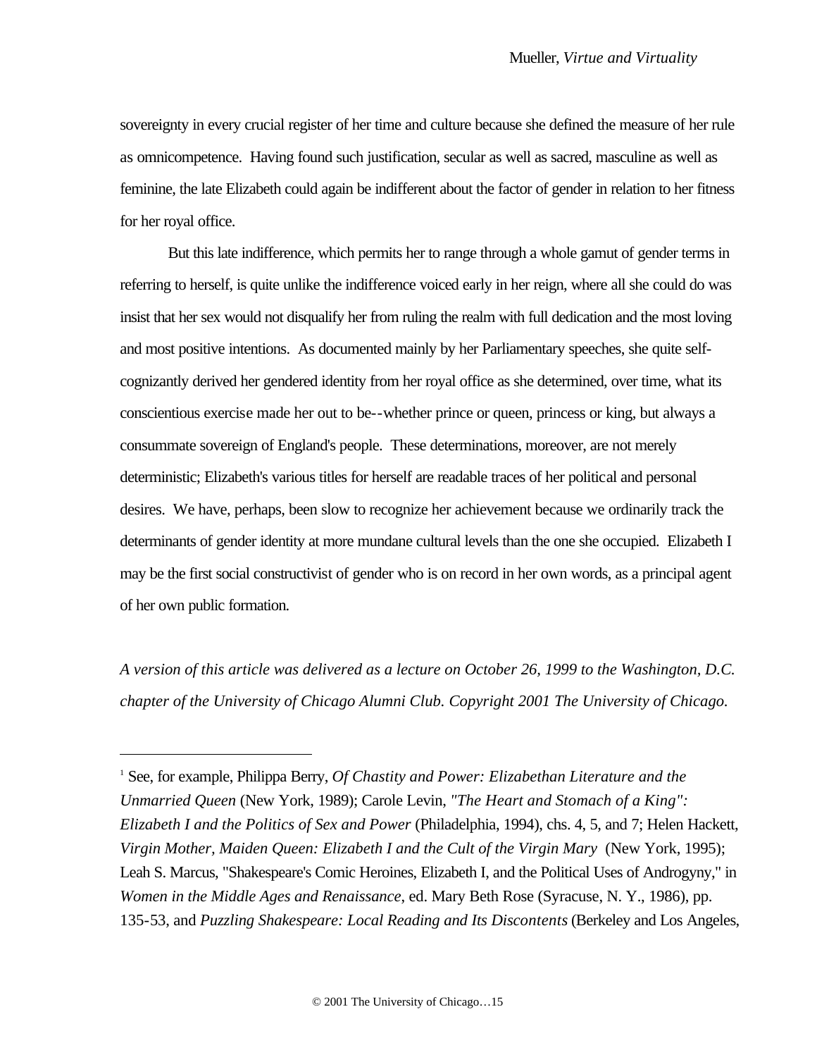sovereignty in every crucial register of her time and culture because she defined the measure of her rule as omnicompetence. Having found such justification, secular as well as sacred, masculine as well as feminine, the late Elizabeth could again be indifferent about the factor of gender in relation to her fitness for her royal office.

But this late indifference, which permits her to range through a whole gamut of gender terms in referring to herself, is quite unlike the indifference voiced early in her reign, where all she could do was insist that her sex would not disqualify her from ruling the realm with full dedication and the most loving and most positive intentions. As documented mainly by her Parliamentary speeches, she quite self-cognizantly derived her gendered identity from her royal office as she determined, over time, what its conscientious exercise made her out to be--whether prince or queen, princess or king, but always a consummate sovereign of England's people. These determinations, moreover, are not merely deterministic; Elizabeth's various titles for herself are readable traces of her political and personal desires. We have, perhaps, been slow to recognize her achievement because we ordinarily track the determinants of gender identity at more mundane cultural levels than the one she occupied. Elizabeth I may be the first social constructivist of gender who is on record in her own words, as a principal agent of her own public formation.

*A version of this article was delivered as a lecture on October 26, 1999 to the Washington, D.C. chapter of the University of Chicago Alumni Club. Copyright 2001 The University of Chicago.*

---

[1] See, for example, Philippa Berry, *Of Chastity and Power: Elizabethan Literature and the Unmarried Queen* (New York, 1989); Carole Levin, *"The Heart and Stomach of a King": Elizabeth I and the Politics of Sex and Power* (Philadelphia, 1994), chs. 4, 5, and 7; Helen Hackett, *Virgin Mother, Maiden Queen: Elizabeth I and the Cult of the Virgin Mary* (New York, 1995); Leah S. Marcus, "Shakespeare's Comic Heroines, Elizabeth I, and the Political Uses of Androgyny," in *Women in the Middle Ages and Renaissance*, ed. Mary Beth Rose (Syracuse, N. Y., 1986), pp. 135-53, and *Puzzling Shakespeare: Local Reading and Its Discontents* (Berkeley and Los Angeles,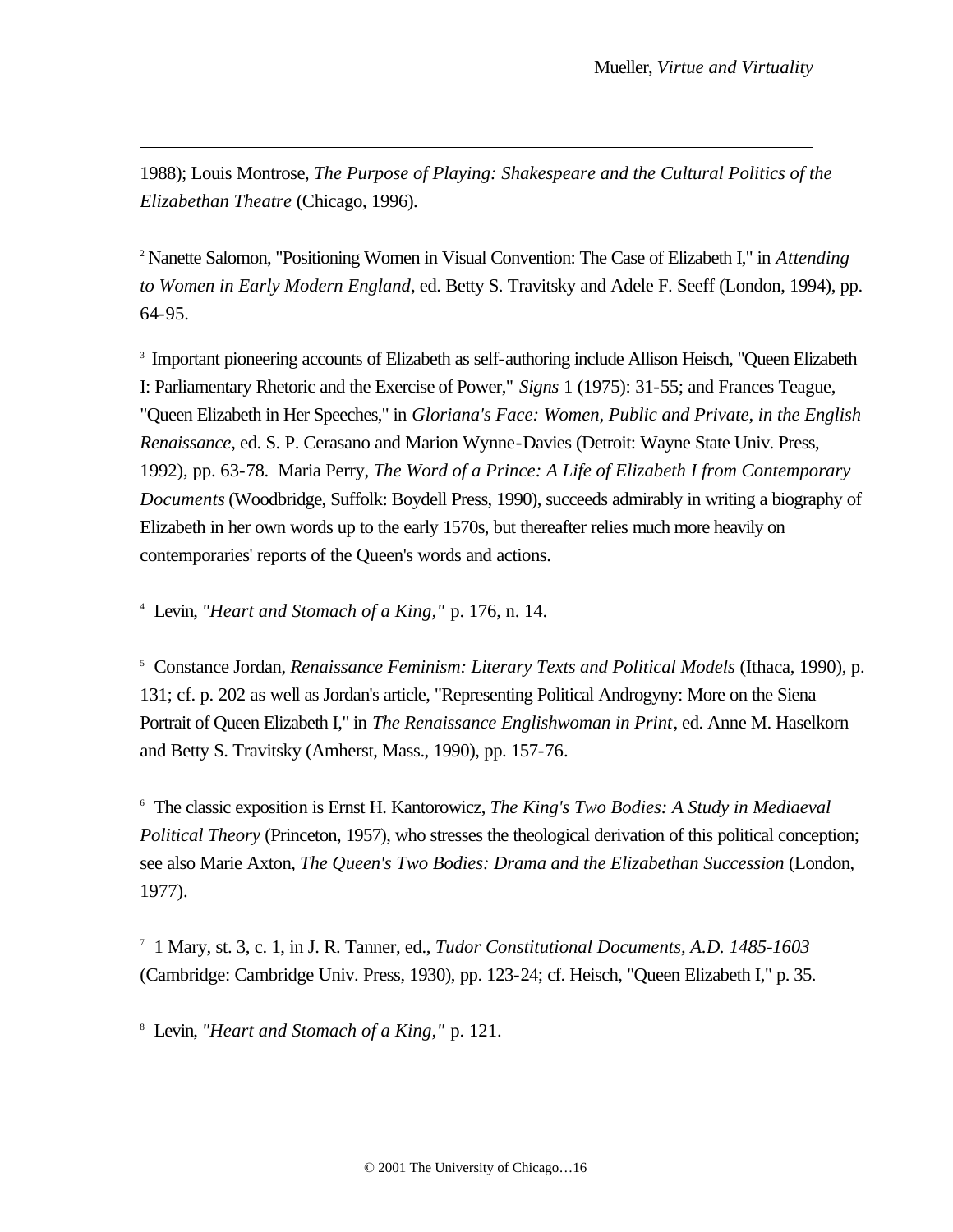1988); Louis Montrose, *The Purpose of Playing: Shakespeare and the Cultural Politics of the Elizabethan Theatre* (Chicago, 1996).

[2] Nanette Salomon, "Positioning Women in Visual Convention: The Case of Elizabeth I," in *Attending to Women in Early Modern England*, ed. Betty S. Travitsky and Adele F. Seeff (London, 1994), pp. 64-95.

[3] Important pioneering accounts of Elizabeth as self-authoring include Allison Heisch, "Queen Elizabeth I: Parliamentary Rhetoric and the Exercise of Power," *Signs* 1 (1975): 31-55; and Frances Teague, "Queen Elizabeth in Her Speeches," in *Gloriana's Face: Women, Public and Private, in the English Renaissance*, ed. S. P. Cerasano and Marion Wynne-Davies (Detroit: Wayne State Univ. Press, 1992), pp. 63-78. Maria Perry, *The Word of a Prince: A Life of Elizabeth I from Contemporary Documents* (Woodbridge, Suffolk: Boydell Press, 1990), succeeds admirably in writing a biography of Elizabeth in her own words up to the early 1570s, but thereafter relies much more heavily on contemporaries' reports of the Queen's words and actions.

[4] Levin, *"Heart and Stomach of a King,"* p. 176, n. 14.

[5] Constance Jordan, *Renaissance Feminism: Literary Texts and Political Models* (Ithaca, 1990), p. 131; cf. p. 202 as well as Jordan's article, "Representing Political Androgyny: More on the Siena Portrait of Queen Elizabeth I," in *The Renaissance Englishwoman in Print*, ed. Anne M. Haselkorn and Betty S. Travitsky (Amherst, Mass., 1990), pp. 157-76.

[6] The classic exposition is Ernst H. Kantorowicz, *The King's Two Bodies: A Study in Mediaeval Political Theory* (Princeton, 1957), who stresses the theological derivation of this political conception; see also Marie Axton, *The Queen's Two Bodies: Drama and the Elizabethan Succession* (London, 1977).

[7] 1 Mary, st. 3, c. 1, in J. R. Tanner, ed., *Tudor Constitutional Documents, A.D. 1485-1603* (Cambridge: Cambridge Univ. Press, 1930), pp. 123-24; cf. Heisch, "Queen Elizabeth I," p. 35.

[8] Levin, *"Heart and Stomach of a King,"* p. 121.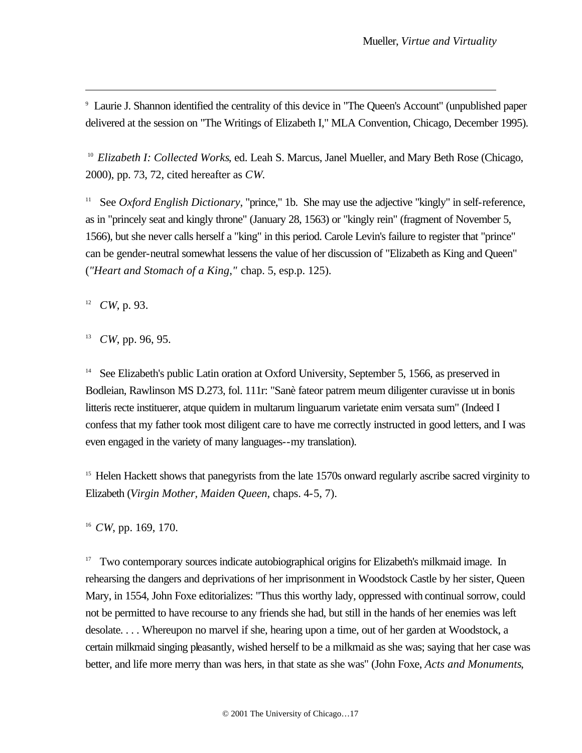[9] Laurie J. Shannon identified the centrality of this device in "The Queen's Account" (unpublished paper delivered at the session on "The Writings of Elizabeth I," MLA Convention, Chicago, December 1995).

[10] *Elizabeth I: Collected Works*, ed. Leah S. Marcus, Janel Mueller, and Mary Beth Rose (Chicago, 2000), pp. 73, 72, cited hereafter as *CW*.

[11] See *Oxford English Dictionary*, "prince," 1b. She may use the adjective "kingly" in self-reference, as in "princely seat and kingly throne" (January 28, 1563) or "kingly rein" (fragment of November 5, 1566), but she never calls herself a "king" in this period. Carole Levin's failure to register that "prince" can be gender-neutral somewhat lessens the value of her discussion of "Elizabeth as King and Queen" (*"Heart and Stomach of a King,"* chap. 5, esp.p. 125).

[12] *CW*, p. 93.

[13] *CW*, pp. 96, 95.

[14] See Elizabeth's public Latin oration at Oxford University, September 5, 1566, as preserved in Bodleian, Rawlinson MS D.273, fol. 111r: "Sanè fateor patrem meum diligenter curavisse ut in bonis litteris recte instituerer, atque quidem in multarum linguarum varietate enim versata sum" (Indeed I confess that my father took most diligent care to have me correctly instructed in good letters, and I was even engaged in the variety of many languages--my translation).

[15] Helen Hackett shows that panegyrists from the late 1570s onward regularly ascribe sacred virginity to Elizabeth (*Virgin Mother, Maiden Queen*, chaps. 4-5, 7).

[16] *CW*, pp. 169, 170.

[17] Two contemporary sources indicate autobiographical origins for Elizabeth's milkmaid image. In rehearsing the dangers and deprivations of her imprisonment in Woodstock Castle by her sister, Queen Mary, in 1554, John Foxe editorializes: "Thus this worthy lady, oppressed with continual sorrow, could not be permitted to have recourse to any friends she had, but still in the hands of her enemies was left desolate. . . . Whereupon no marvel if she, hearing upon a time, out of her garden at Woodstock, a certain milkmaid singing pleasantly, wished herself to be a milkmaid as she was; saying that her case was better, and life more merry than was hers, in that state as she was" (John Foxe, *Acts and Monuments*,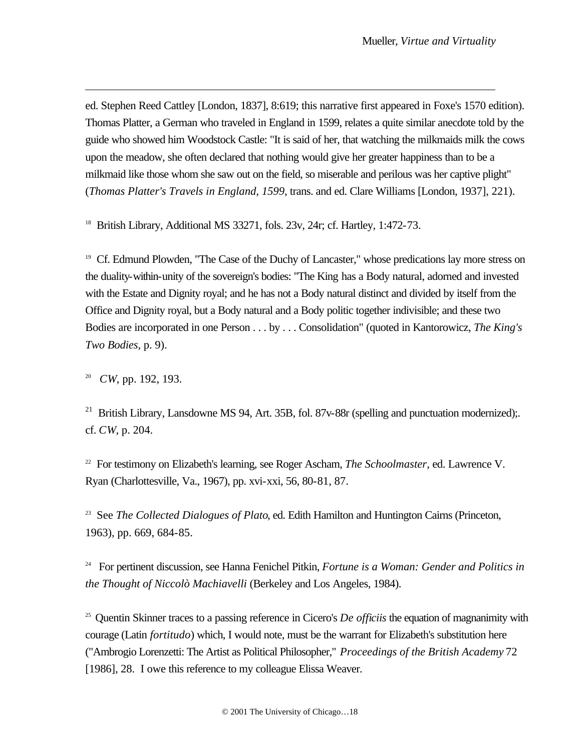ed. Stephen Reed Cattley [London, 1837], 8:619; this narrative first appeared in Foxe's 1570 edition). Thomas Platter, a German who traveled in England in 1599, relates a quite similar anecdote told by the guide who showed him Woodstock Castle: "It is said of her, that watching the milkmaids milk the cows upon the meadow, she often declared that nothing would give her greater happiness than to be a milkmaid like those whom she saw out on the field, so miserable and perilous was her captive plight" (*Thomas Platter's Travels in England, 1599*, trans. and ed. Clare Williams [London, 1937], 221).

[18] British Library, Additional MS 33271, fols. 23v, 24r; cf. Hartley, 1:472-73.

[19] Cf. Edmund Plowden, "The Case of the Duchy of Lancaster," whose predications lay more stress on the duality-within-unity of the sovereign's bodies: "The King has a Body natural, adorned and invested with the Estate and Dignity royal; and he has not a Body natural distinct and divided by itself from the Office and Dignity royal, but a Body natural and a Body politic together indivisible; and these two Bodies are incorporated in one Person . . . by . . . Consolidation" (quoted in Kantorowicz, *The King's Two Bodies*, p. 9).

[20] *CW*, pp. 192, 193.

[21] British Library, Lansdowne MS 94, Art. 35B, fol. 87v-88r (spelling and punctuation modernized);. cf. *CW*, p. 204.

[22] For testimony on Elizabeth's learning, see Roger Ascham, *The Schoolmaster*, ed. Lawrence V. Ryan (Charlottesville, Va., 1967), pp. xvi-xxi, 56, 80-81, 87.

[23] See *The Collected Dialogues of Plato*, ed. Edith Hamilton and Huntington Cairns (Princeton, 1963), pp. 669, 684-85.

[24] For pertinent discussion, see Hanna Fenichel Pitkin, *Fortune is a Woman: Gender and Politics in the Thought of Niccolò Machiavelli* (Berkeley and Los Angeles, 1984).

[25] Quentin Skinner traces to a passing reference in Cicero's *De officiis* the equation of magnanimity with courage (Latin *fortitudo*) which, I would note, must be the warrant for Elizabeth's substitution here ("Ambrogio Lorenzetti: The Artist as Political Philosopher," *Proceedings of the British Academy* 72 [1986], 28. I owe this reference to my colleague Elissa Weaver.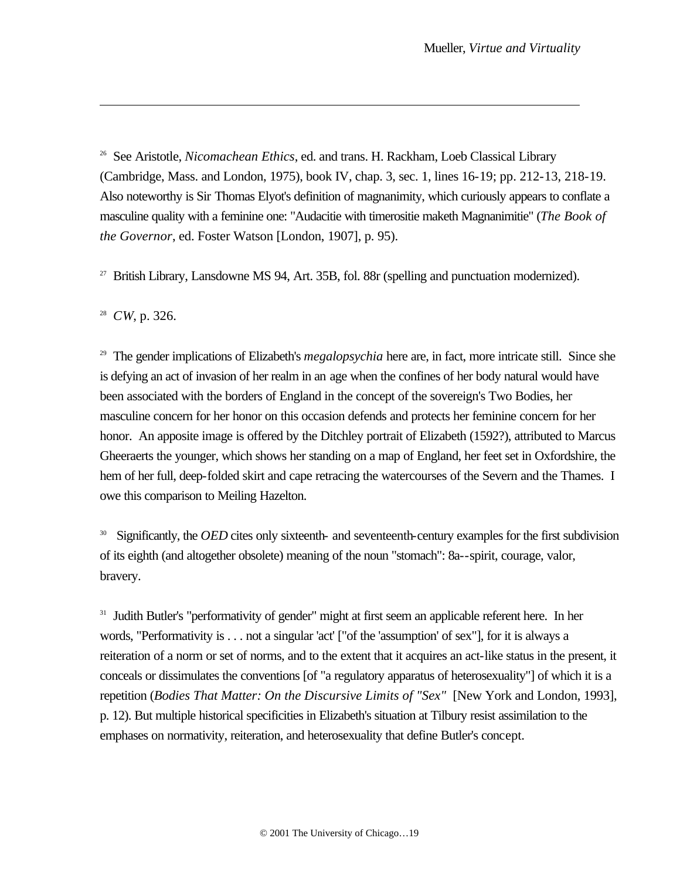[26] See Aristotle, *Nicomachean Ethics*, ed. and trans. H. Rackham, Loeb Classical Library (Cambridge, Mass. and London, 1975), book IV, chap. 3, sec. 1, lines 16-19; pp. 212-13, 218-19. Also noteworthy is Sir Thomas Elyot's definition of magnanimity, which curiously appears to conflate a masculine quality with a feminine one: "Audacitie with timerositie maketh Magnanimitie" (*The Book of the Governor*, ed. Foster Watson [London, 1907], p. 95).

[27] British Library, Lansdowne MS 94, Art. 35B, fol. 88r (spelling and punctuation modernized).

[28] *CW*, p. 326.

[29] The gender implications of Elizabeth's *megalopsychia* here are, in fact, more intricate still. Since she is defying an act of invasion of her realm in an age when the confines of her body natural would have been associated with the borders of England in the concept of the sovereign's Two Bodies, her masculine concern for her honor on this occasion defends and protects her feminine concern for her honor. An apposite image is offered by the Ditchley portrait of Elizabeth (1592?), attributed to Marcus Gheeraerts the younger, which shows her standing on a map of England, her feet set in Oxfordshire, the hem of her full, deep-folded skirt and cape retracing the watercourses of the Severn and the Thames. I owe this comparison to Meiling Hazelton.

[30] Significantly, the *OED* cites only sixteenth- and seventeenth-century examples for the first subdivision of its eighth (and altogether obsolete) meaning of the noun "stomach": 8a--spirit, courage, valor, bravery.

[31] Judith Butler's "performativity of gender" might at first seem an applicable referent here. In her words, "Performativity is . . . not a singular 'act' ["of the 'assumption' of sex"], for it is always a reiteration of a norm or set of norms, and to the extent that it acquires an act-like status in the present, it conceals or dissimulates the conventions [of "a regulatory apparatus of heterosexuality"] of which it is a repetition (*Bodies That Matter: On the Discursive Limits of "Sex"* [New York and London, 1993], p. 12). But multiple historical specificities in Elizabeth's situation at Tilbury resist assimilation to the emphases on normativity, reiteration, and heterosexuality that define Butler's concept.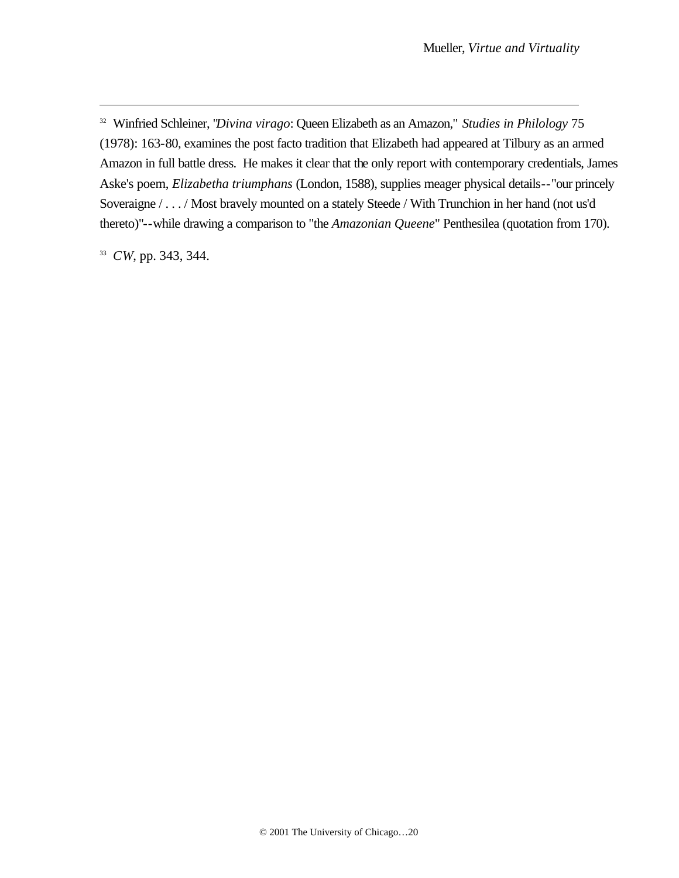[32] Winfried Schleiner, "*Divina virago*: Queen Elizabeth as an Amazon," *Studies in Philology* 75 (1978): 163-80, examines the post facto tradition that Elizabeth had appeared at Tilbury as an armed Amazon in full battle dress. He makes it clear that the only report with contemporary credentials, James Aske's poem, *Elizabetha triumphans* (London, 1588), supplies meager physical details--"our princely Soveraigne / . . . / Most bravely mounted on a stately Steede / With Trunchion in her hand (not us'd thereto)"--while drawing a comparison to "the *Amazonian Queene*" Penthesilea (quotation from 170).

[33] *CW*, pp. 343, 344.